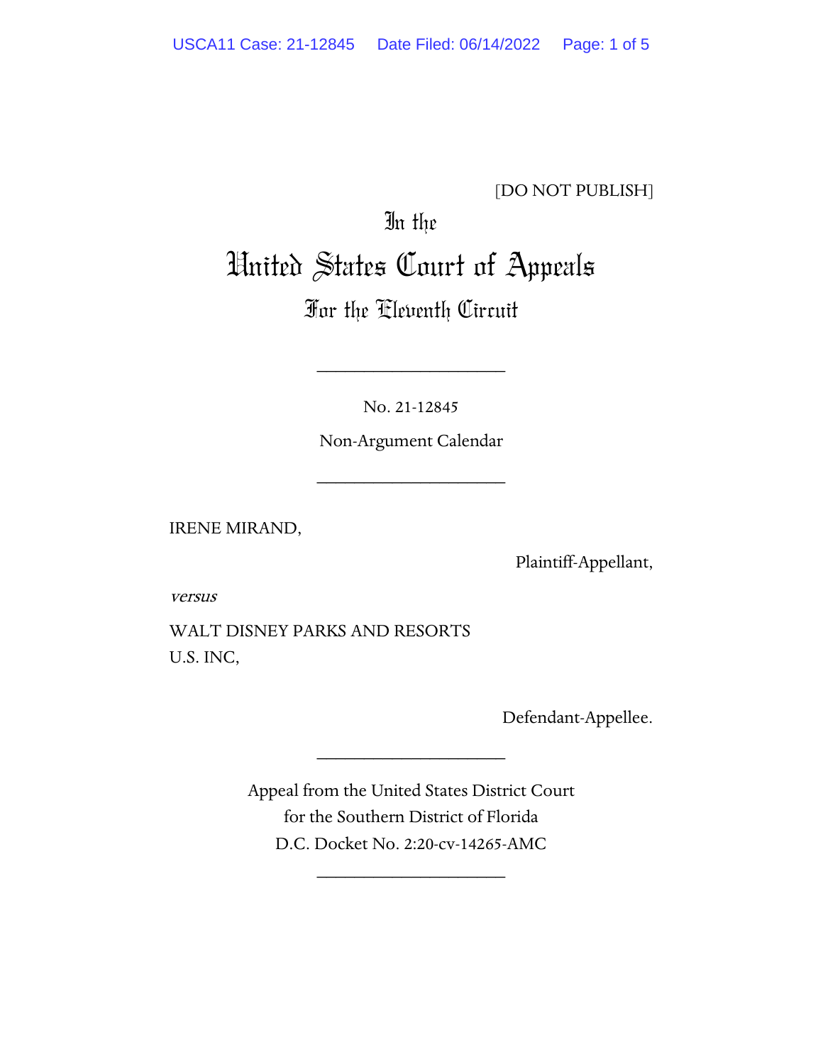[DO NOT PUBLISH]

# In the United States Court of Appeals

## For the Eleventh Circuit

---

No. 21-12845

Non-Argument Calendar

---

IRENE MIRAND,

Plaintiff-Appellant,

*versus*

WALT DISNEY PARKS AND RESORTS U.S. INC,

Defendant-Appellee.

---

Appeal from the United States District Court
for the Southern District of Florida
D.C. Docket No. 2:20-cv-14265-AMC

---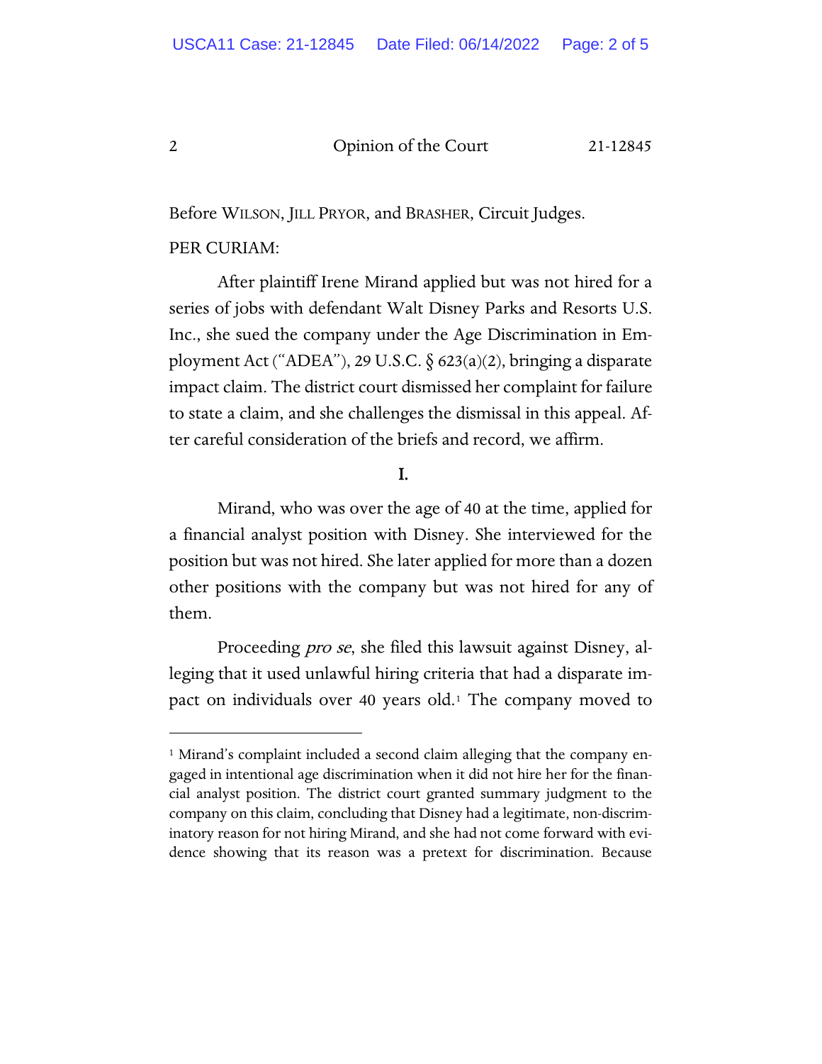Before WILSON, JILL PRYOR, and BRASHER, Circuit Judges.

PER CURIAM:

After plaintiff Irene Mirand applied but was not hired for a series of jobs with defendant Walt Disney Parks and Resorts U.S. Inc., she sued the company under the Age Discrimination in Employment Act ("ADEA"), 29 U.S.C. § 623(a)(2), bringing a disparate impact claim. The district court dismissed her complaint for failure to state a claim, and she challenges the dismissal in this appeal. After careful consideration of the briefs and record, we affirm.

## I.

Mirand, who was over the age of 40 at the time, applied for a financial analyst position with Disney. She interviewed for the position but was not hired. She later applied for more than a dozen other positions with the company but was not hired for any of them.

Proceeding *pro se*, she filed this lawsuit against Disney, alleging that it used unlawful hiring criteria that had a disparate impact on individuals over 40 years old.[1] The company moved to

[1] Mirand's complaint included a second claim alleging that the company engaged in intentional age discrimination when it did not hire her for the financial analyst position. The district court granted summary judgment to the company on this claim, concluding that Disney had a legitimate, non-discriminatory reason for not hiring Mirand, and she had not come forward with evidence showing that its reason was a pretext for discrimination. Because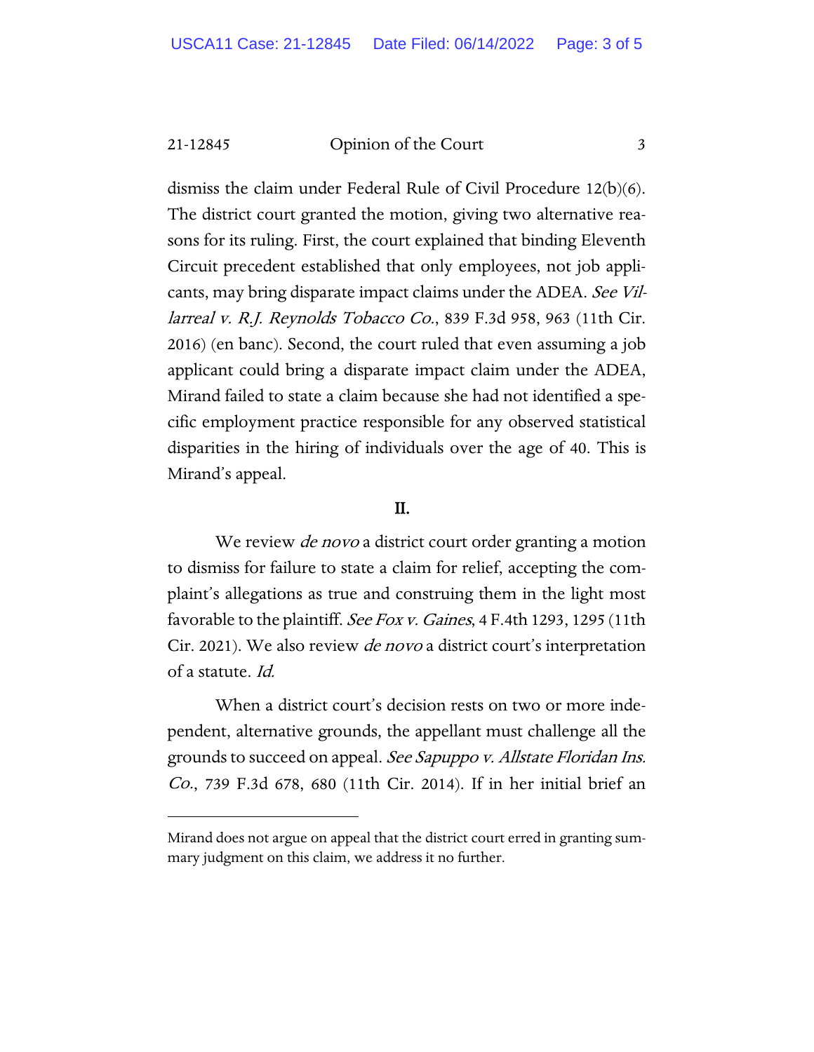dismiss the claim under Federal Rule of Civil Procedure 12(b)(6). The district court granted the motion, giving two alternative reasons for its ruling. First, the court explained that binding Eleventh Circuit precedent established that only employees, not job applicants, may bring disparate impact claims under the ADEA. *See Villarreal v. R.J. Reynolds Tobacco Co.*, 839 F.3d 958, 963 (11th Cir. 2016) (en banc). Second, the court ruled that even assuming a job applicant could bring a disparate impact claim under the ADEA, Mirand failed to state a claim because she had not identified a specific employment practice responsible for any observed statistical disparities in the hiring of individuals over the age of 40. This is Mirand's appeal.

## II.

We review *de novo* a district court order granting a motion to dismiss for failure to state a claim for relief, accepting the complaint's allegations as true and construing them in the light most favorable to the plaintiff. *See Fox v. Gaines*, 4 F.4th 1293, 1295 (11th Cir. 2021). We also review *de novo* a district court's interpretation of a statute. *Id.*

When a district court's decision rests on two or more independent, alternative grounds, the appellant must challenge all the grounds to succeed on appeal. *See Sapuppo v. Allstate Floridan Ins. Co.*, 739 F.3d 678, 680 (11th Cir. 2014). If in her initial brief an

---

Mirand does not argue on appeal that the district court erred in granting summary judgment on this claim, we address it no further.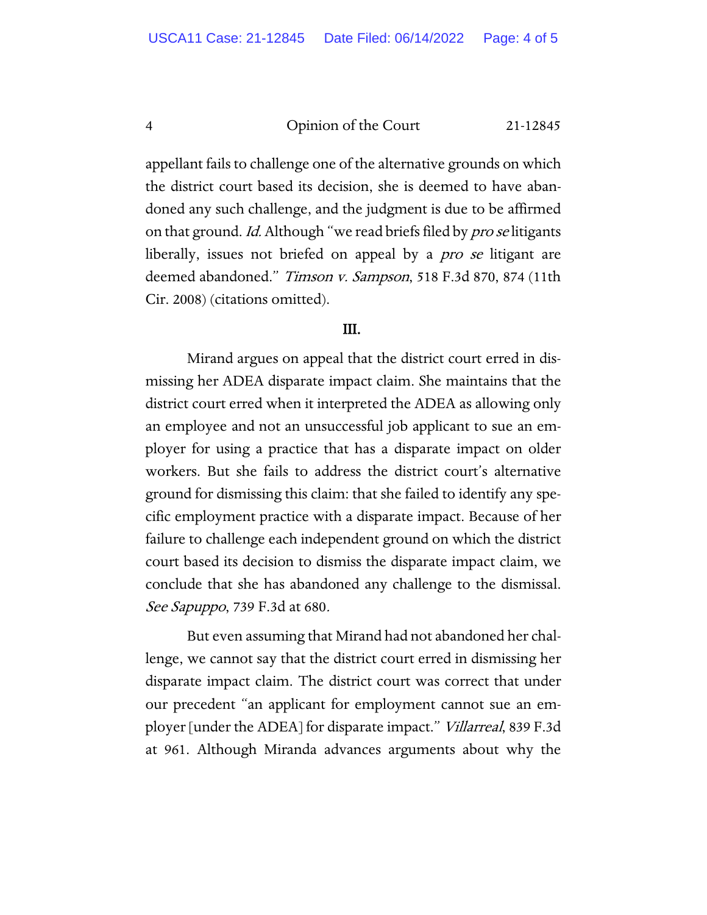appellant fails to challenge one of the alternative grounds on which the district court based its decision, she is deemed to have abandoned any such challenge, and the judgment is due to be affirmed on that ground. *Id.* Although "we read briefs filed by *pro se* litigants liberally, issues not briefed on appeal by a *pro se* litigant are deemed abandoned." *Timson v. Sampson*, 518 F.3d 870, 874 (11th Cir. 2008) (citations omitted).

**III.**

Mirand argues on appeal that the district court erred in dismissing her ADEA disparate impact claim. She maintains that the district court erred when it interpreted the ADEA as allowing only an employee and not an unsuccessful job applicant to sue an employer for using a practice that has a disparate impact on older workers. But she fails to address the district court's alternative ground for dismissing this claim: that she failed to identify any specific employment practice with a disparate impact. Because of her failure to challenge each independent ground on which the district court based its decision to dismiss the disparate impact claim, we conclude that she has abandoned any challenge to the dismissal. *See Sapuppo*, 739 F.3d at 680.

But even assuming that Mirand had not abandoned her challenge, we cannot say that the district court erred in dismissing her disparate impact claim. The district court was correct that under our precedent "an applicant for employment cannot sue an employer [under the ADEA] for disparate impact." *Villarreal*, 839 F.3d at 961. Although Miranda advances arguments about why the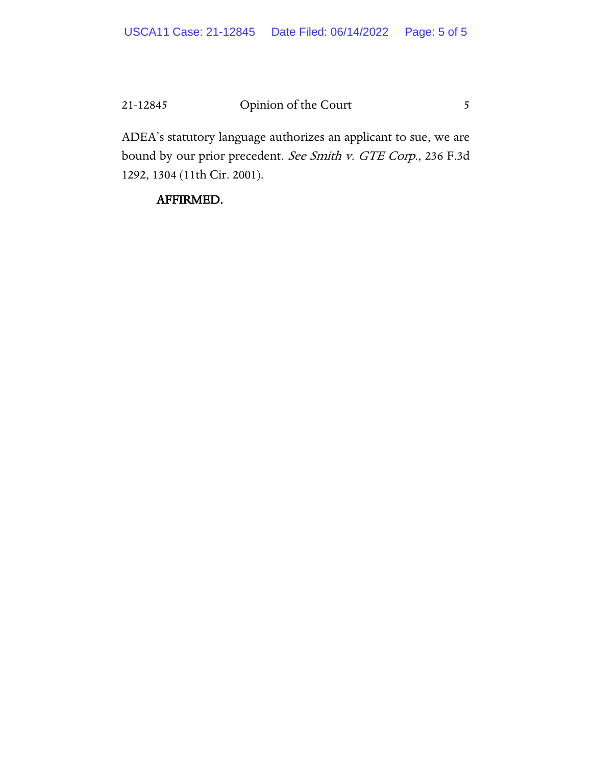ADEA's statutory language authorizes an applicant to sue, we are bound by our prior precedent. *See Smith v. GTE Corp.*, 236 F.3d 1292, 1304 (11th Cir. 2001).

AFFIRMED.